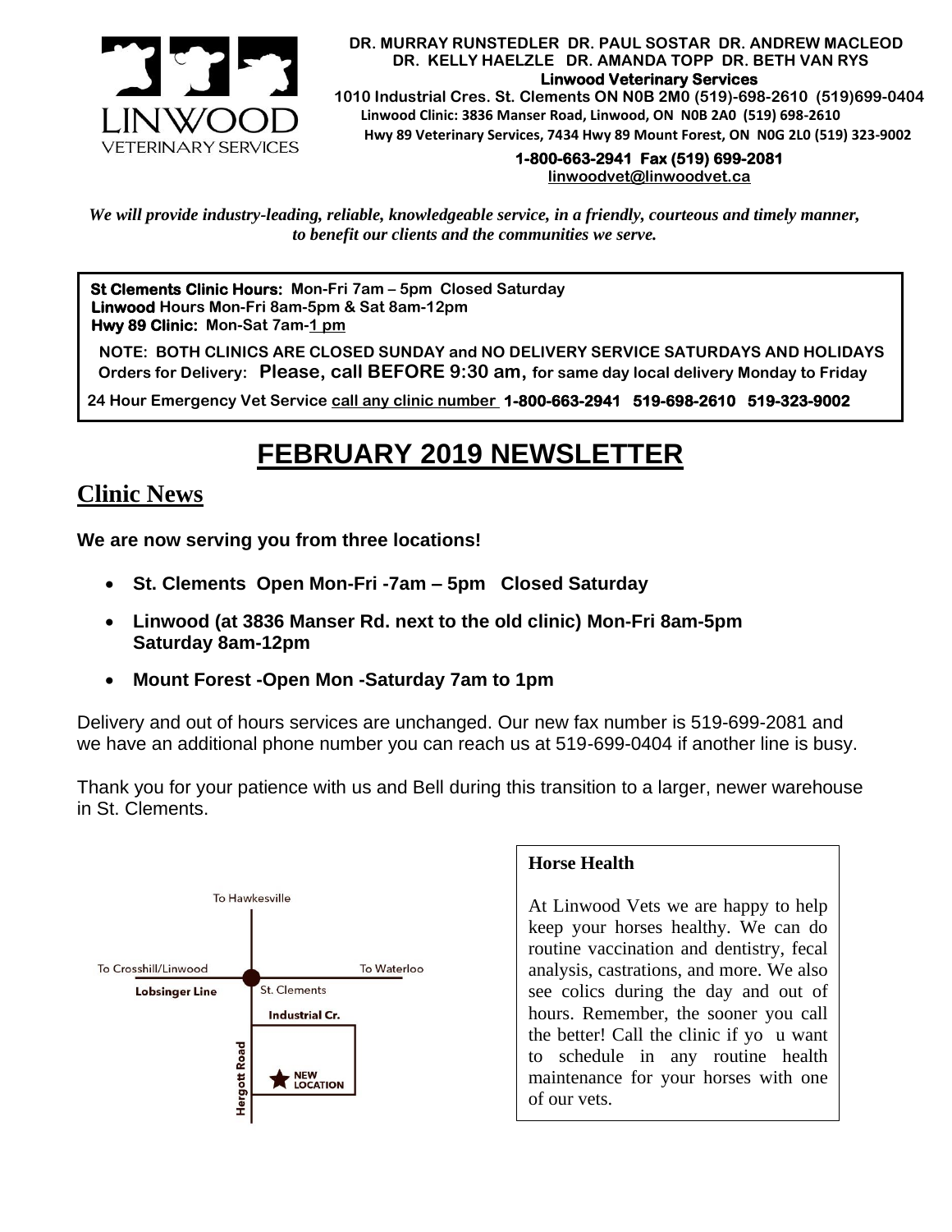**DR. MURRAY RUNSTEDLER DR. PAUL SOSTAR DR. ANDREW MACLEOD**
**DR. KELLY HAELZLE DR. AMANDA TOPP DR. BETH VAN RYS**
**Linwood Veterinary Services**
**1010 Industrial Cres. St. Clements ON N0B 2M0 (519)-698-2610 (519)699-0404**
**Linwood Clinic: 3836 Manser Road, Linwood, ON N0B 2A0 (519) 698-2610**
**Hwy 89 Veterinary Services, 7434 Hwy 89 Mount Forest, ON N0G 2L0 (519) 323-9002**
**1-800-663-2941 Fax (519) 699-2081**
linwoodvet@linwoodvet.ca

*We will provide industry-leading, reliable, knowledgeable service, in a friendly, courteous and timely manner, to benefit our clients and the communities we serve.*

**St Clements Clinic Hours: Mon-Fri 7am – 5pm Closed Saturday**
**Linwood Hours Mon-Fri 8am-5pm & Sat 8am-12pm**
**Hwy 89 Clinic: Mon-Sat 7am-1 pm**

**NOTE: BOTH CLINICS ARE CLOSED SUNDAY and NO DELIVERY SERVICE SATURDAYS AND HOLIDAYS**
**Orders for Delivery: Please, call BEFORE 9:30 am, for same day local delivery Monday to Friday**

**24 Hour Emergency Vet Service call any clinic number 1-800-663-2941 519-698-2610 519-323-9002**

# FEBRUARY 2019 NEWSLETTER

## Clinic News

**We are now serving you from three locations!**

- **St. Clements Open Mon-Fri -7am – 5pm Closed Saturday**
- **Linwood (at 3836 Manser Rd. next to the old clinic) Mon-Fri 8am-5pm Saturday 8am-12pm**
- **Mount Forest -Open Mon -Saturday 7am to 1pm**

Delivery and out of hours services are unchanged. Our new fax number is 519-699-2081 and we have an additional phone number you can reach us at 519-699-0404 if another line is busy.

Thank you for your patience with us and Bell during this transition to a larger, newer warehouse in St. Clements.

To Hawkesville
To Crosshill/Linwood
To Waterloo
Lobsinger Line
St. Clements
Industrial Cr.
Hergott Road
NEW LOCATION

**Horse Health**

At Linwood Vets we are happy to help keep your horses healthy. We can do routine vaccination and dentistry, fecal analysis, castrations, and more. We also see colics during the day and out of hours. Remember, the sooner you call the better! Call the clinic if you want to schedule in any routine health maintenance for your horses with one of our vets.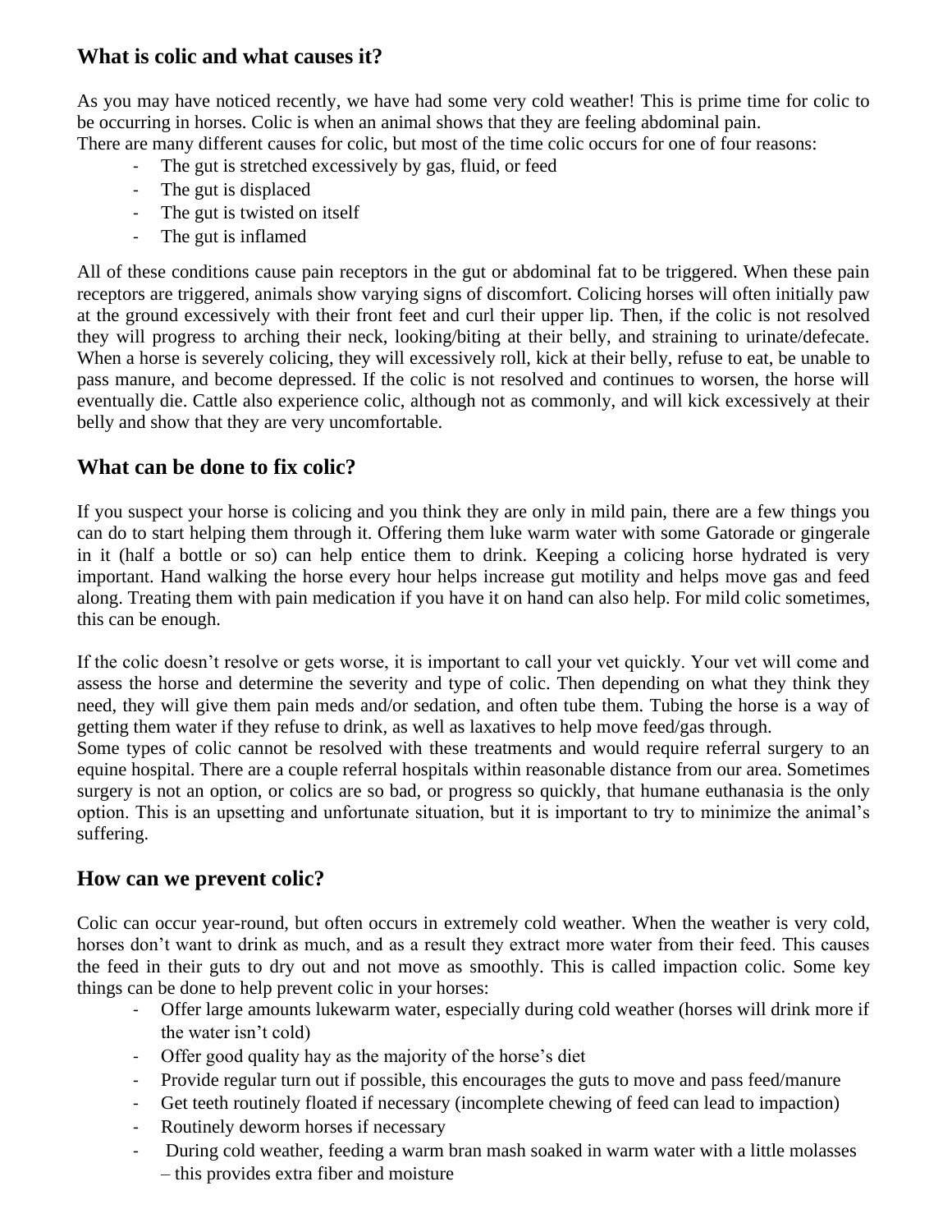## What is colic and what causes it?

As you may have noticed recently, we have had some very cold weather! This is prime time for colic to be occurring in horses. Colic is when an animal shows that they are feeling abdominal pain.
There are many different causes for colic, but most of the time colic occurs for one of four reasons:

- The gut is stretched excessively by gas, fluid, or feed
- The gut is displaced
- The gut is twisted on itself
- The gut is inflamed

All of these conditions cause pain receptors in the gut or abdominal fat to be triggered. When these pain receptors are triggered, animals show varying signs of discomfort. Colicing horses will often initially paw at the ground excessively with their front feet and curl their upper lip. Then, if the colic is not resolved they will progress to arching their neck, looking/biting at their belly, and straining to urinate/defecate. When a horse is severely colicing, they will excessively roll, kick at their belly, refuse to eat, be unable to pass manure, and become depressed. If the colic is not resolved and continues to worsen, the horse will eventually die. Cattle also experience colic, although not as commonly, and will kick excessively at their belly and show that they are very uncomfortable.

## What can be done to fix colic?

If you suspect your horse is colicing and you think they are only in mild pain, there are a few things you can do to start helping them through it. Offering them luke warm water with some Gatorade or gingerale in it (half a bottle or so) can help entice them to drink. Keeping a colicing horse hydrated is very important. Hand walking the horse every hour helps increase gut motility and helps move gas and feed along. Treating them with pain medication if you have it on hand can also help. For mild colic sometimes, this can be enough.

If the colic doesn't resolve or gets worse, it is important to call your vet quickly. Your vet will come and assess the horse and determine the severity and type of colic. Then depending on what they think they need, they will give them pain meds and/or sedation, and often tube them. Tubing the horse is a way of getting them water if they refuse to drink, as well as laxatives to help move feed/gas through.
Some types of colic cannot be resolved with these treatments and would require referral surgery to an equine hospital. There are a couple referral hospitals within reasonable distance from our area. Sometimes surgery is not an option, or colics are so bad, or progress so quickly, that humane euthanasia is the only option. This is an upsetting and unfortunate situation, but it is important to try to minimize the animal's suffering.

## How can we prevent colic?

Colic can occur year-round, but often occurs in extremely cold weather. When the weather is very cold, horses don't want to drink as much, and as a result they extract more water from their feed. This causes the feed in their guts to dry out and not move as smoothly. This is called impaction colic. Some key things can be done to help prevent colic in your horses:

- Offer large amounts lukewarm water, especially during cold weather (horses will drink more if the water isn't cold)
- Offer good quality hay as the majority of the horse's diet
- Provide regular turn out if possible, this encourages the guts to move and pass feed/manure
- Get teeth routinely floated if necessary (incomplete chewing of feed can lead to impaction)
- Routinely deworm horses if necessary
- During cold weather, feeding a warm bran mash soaked in warm water with a little molasses – this provides extra fiber and moisture